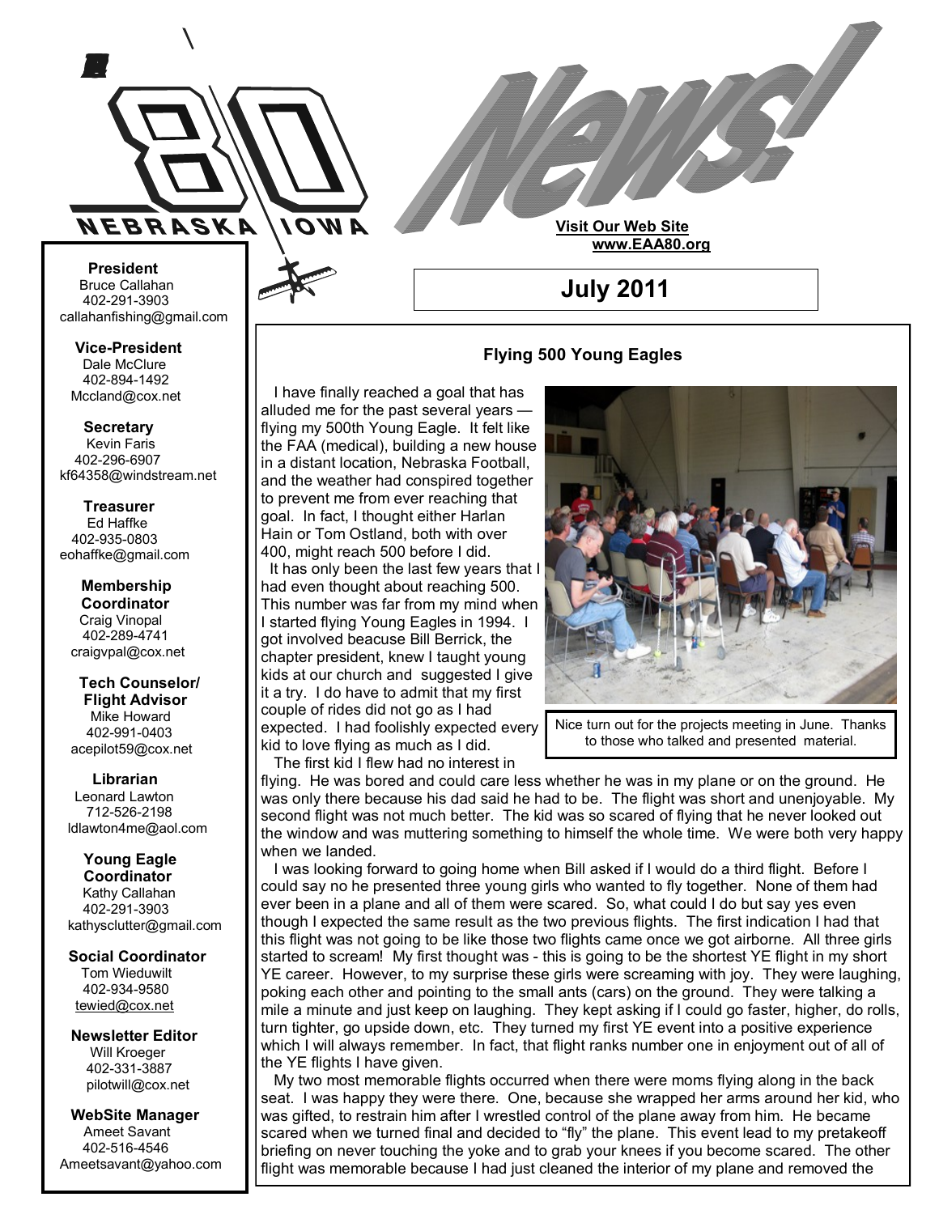# 80 NEBRASKA IOWA News!

**Visit Our Web Site**
**www.EAA80.org**

## July 2011

**President**
Bruce Callahan
402-291-3903
callahanfishing@gmail.com

**Vice-President**
Dale McClure
402-894-1492
Mccland@cox.net

**Secretary**
Kevin Faris
402-296-6907
kf64358@windstream.net

**Treasurer**
Ed Haffke
402-935-0803
eohaffke@gmail.com

**Membership Coordinator**
Craig Vinopal
402-289-4741
craigvpal@cox.net

**Tech Counselor/ Flight Advisor**
Mike Howard
402-991-0403
acepilot59@cox.net

**Librarian**
Leonard Lawton
712-526-2198
ldlawton4me@aol.com

**Young Eagle Coordinator**
Kathy Callahan
402-291-3903
kathysclutter@gmail.com

**Social Coordinator**
Tom Wieduwilt
402-934-9580
tewied@cox.net

**Newsletter Editor**
Will Kroeger
402-331-3887
pilotwill@cox.net

**WebSite Manager**
Ameet Savant
402-516-4546
Ameetsavant@yahoo.com

### Flying 500 Young Eagles

I have finally reached a goal that has alluded me for the past several years — flying my 500th Young Eagle. It felt like the FAA (medical), building a new house in a distant location, Nebraska Football, and the weather had conspired together to prevent me from ever reaching that goal. In fact, I thought either Harlan Hain or Tom Ostland, both with over 400, might reach 500 before I did.

It has only been the last few years that I had even thought about reaching 500. This number was far from my mind when I started flying Young Eagles in 1994. I got involved beacuse Bill Berrick, the chapter president, knew I taught young kids at our church and suggested I give it a try. I do have to admit that my first couple of rides did not go as I had expected. I had foolishly expected every kid to love flying as much as I did.

Nice turn out for the projects meeting in June. Thanks to those who talked and presented material.

The first kid I flew had no interest in flying. He was bored and could care less whether he was in my plane or on the ground. He was only there because his dad said he had to be. The flight was short and unenjoyable. My second flight was not much better. The kid was so scared of flying that he never looked out the window and was muttering something to himself the whole time. We were both very happy when we landed.

I was looking forward to going home when Bill asked if I would do a third flight. Before I could say no he presented three young girls who wanted to fly together. None of them had ever been in a plane and all of them were scared. So, what could I do but say yes even though I expected the same result as the two previous flights. The first indication I had that this flight was not going to be like those two flights came once we got airborne. All three girls started to scream! My first thought was - this is going to be the shortest YE flight in my short YE career. However, to my surprise these girls were screaming with joy. They were laughing, poking each other and pointing to the small ants (cars) on the ground. They were talking a mile a minute and just keep on laughing. They kept asking if I could go faster, higher, do rolls, turn tighter, go upside down, etc. They turned my first YE event into a positive experience which I will always remember. In fact, that flight ranks number one in enjoyment out of all of the YE flights I have given.

My two most memorable flights occurred when there were moms flying along in the back seat. I was happy they were there. One, because she wrapped her arms around her kid, who was gifted, to restrain him after I wrestled control of the plane away from him. He became scared when we turned final and decided to "fly" the plane. This event lead to my pretakeoff briefing on never touching the yoke and to grab your knees if you become scared. The other flight was memorable because I had just cleaned the interior of my plane and removed the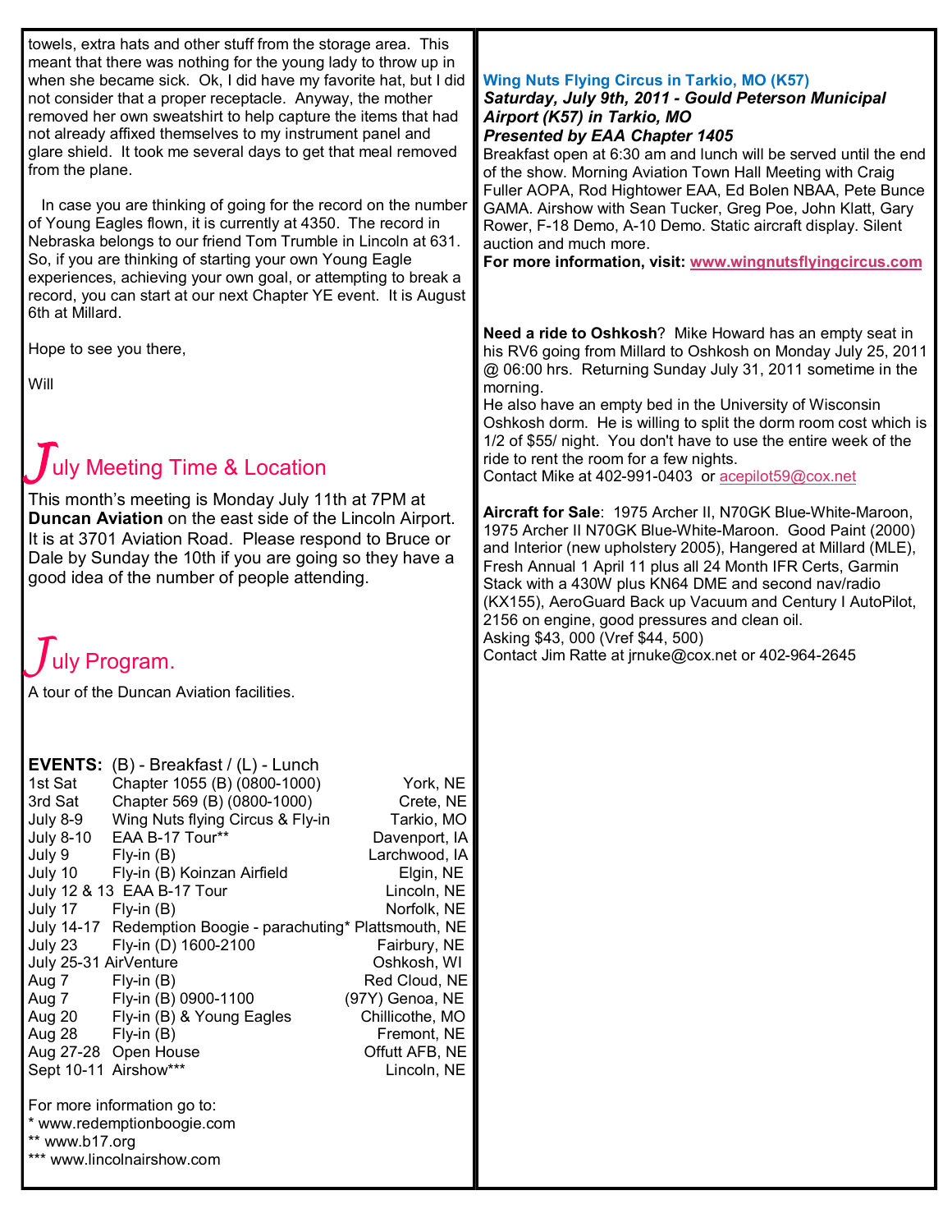towels, extra hats and other stuff from the storage area. This meant that there was nothing for the young lady to throw up in when she became sick. Ok, I did have my favorite hat, but I did not consider that a proper receptacle. Anyway, the mother removed her own sweatshirt to help capture the items that had not already affixed themselves to my instrument panel and glare shield. It took me several days to get that meal removed from the plane.

In case you are thinking of going for the record on the number of Young Eagles flown, it is currently at 4350. The record in Nebraska belongs to our friend Tom Trumble in Lincoln at 631. So, if you are thinking of starting your own Young Eagle experiences, achieving your own goal, or attempting to break a record, you can start at our next Chapter YE event. It is August 6th at Millard.

Hope to see you there,

Will

## July Meeting Time & Location

This month's meeting is Monday July 11th at 7PM at **Duncan Aviation** on the east side of the Lincoln Airport. It is at 3701 Aviation Road. Please respond to Bruce or Dale by Sunday the 10th if you are going so they have a good idea of the number of people attending.

## July Program.

A tour of the Duncan Aviation facilities.

**EVENTS:** (B) - Breakfast / (L) - Lunch

| Date | Event | Location |
|---|---|---|
| 1st Sat | Chapter 1055 (B) (0800-1000) | York, NE |
| 3rd Sat | Chapter 569 (B) (0800-1000) | Crete, NE |
| July 8-9 | Wing Nuts flying Circus & Fly-in | Tarkio, MO |
| July 8-10 | EAA B-17 Tour** | Davenport, IA |
| July 9 | Fly-in (B) | Larchwood, IA |
| July 10 | Fly-in (B) Koinzan Airfield | Elgin, NE |
| July 12 & 13 | EAA B-17 Tour | Lincoln, NE |
| July 17 | Fly-in (B) | Norfolk, NE |
| July 14-17 | Redemption Boogie - parachuting* | Plattsmouth, NE |
| July 23 | Fly-in (D) 1600-2100 | Fairbury, NE |
| July 25-31 | AirVenture | Oshkosh, WI |
| Aug 7 | Fly-in (B) | Red Cloud, NE |
| Aug 7 | Fly-in (B) 0900-1100 | (97Y) Genoa, NE |
| Aug 20 | Fly-in (B) & Young Eagles | Chillicothe, MO |
| Aug 28 | Fly-in (B) | Fremont, NE |
| Aug 27-28 | Open House | Offutt AFB, NE |
| Sept 10-11 | Airshow*** | Lincoln, NE |

For more information go to:
* www.redemptionboogie.com
** www.b17.org
*** www.lincolnairshow.com

### Wing Nuts Flying Circus in Tarkio, MO (K57)

***Saturday, July 9th, 2011 - Gould Peterson Municipal Airport (K57) in Tarkio, MO***
***Presented by EAA Chapter 1405***

Breakfast open at 6:30 am and lunch will be served until the end of the show. Morning Aviation Town Hall Meeting with Craig Fuller AOPA, Rod Hightower EAA, Ed Bolen NBAA, Pete Bunce GAMA. Airshow with Sean Tucker, Greg Poe, John Klatt, Gary Rower, F-18 Demo, A-10 Demo. Static aircraft display. Silent auction and much more.
**For more information, visit: www.wingnutsflyingcircus.com**

**Need a ride to Oshkosh**? Mike Howard has an empty seat in his RV6 going from Millard to Oshkosh on Monday July 25, 2011 @ 06:00 hrs. Returning Sunday July 31, 2011 sometime in the morning.
He also have an empty bed in the University of Wisconsin Oshkosh dorm. He is willing to split the dorm room cost which is 1/2 of $55/ night. You don't have to use the entire week of the ride to rent the room for a few nights.
Contact Mike at 402-991-0403 or acepilot59@cox.net

**Aircraft for Sale**: 1975 Archer II, N70GK Blue-White-Maroon, 1975 Archer II N70GK Blue-White-Maroon. Good Paint (2000) and Interior (new upholstery 2005), Hangered at Millard (MLE), Fresh Annual 1 April 11 plus all 24 Month IFR Certs, Garmin Stack with a 430W plus KN64 DME and second nav/radio (KX155), AeroGuard Back up Vacuum and Century I AutoPilot, 2156 on engine, good pressures and clean oil.
Asking $43, 000 (Vref $44, 500)
Contact Jim Ratte at jrnuke@cox.net or 402-964-2645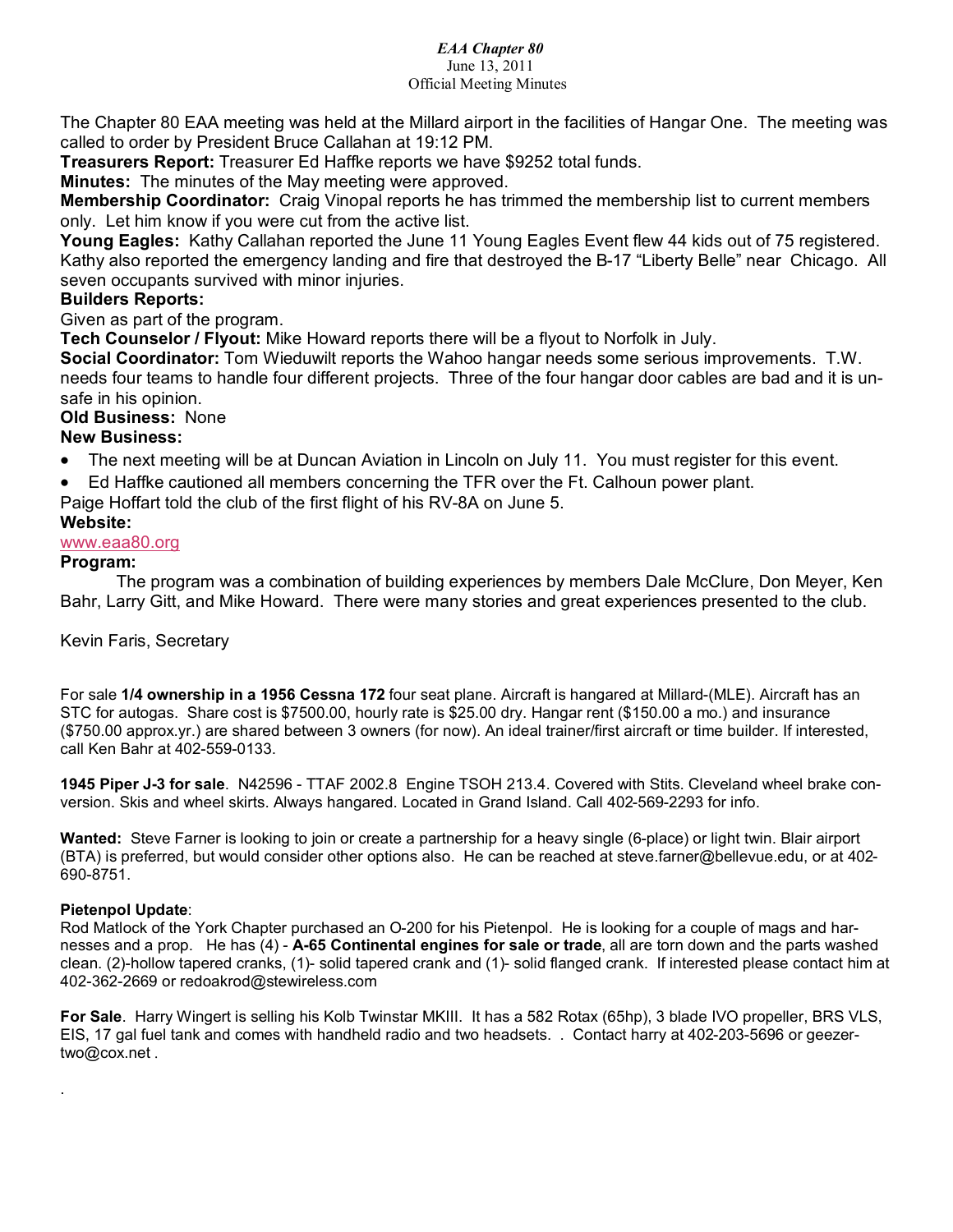*EAA Chapter 80*
June 13, 2011
Official Meeting Minutes

The Chapter 80 EAA meeting was held at the Millard airport in the facilities of Hangar One. The meeting was called to order by President Bruce Callahan at 19:12 PM.

**Treasurers Report:** Treasurer Ed Haffke reports we have $9252 total funds.

**Minutes:** The minutes of the May meeting were approved.

**Membership Coordinator:** Craig Vinopal reports he has trimmed the membership list to current members only. Let him know if you were cut from the active list.

**Young Eagles:** Kathy Callahan reported the June 11 Young Eagles Event flew 44 kids out of 75 registered. Kathy also reported the emergency landing and fire that destroyed the B-17 "Liberty Belle" near Chicago. All seven occupants survived with minor injuries.

**Builders Reports:**

Given as part of the program.

**Tech Counselor / Flyout:** Mike Howard reports there will be a flyout to Norfolk in July.

**Social Coordinator:** Tom Wieduwilt reports the Wahoo hangar needs some serious improvements. T.W. needs four teams to handle four different projects. Three of the four hangar door cables are bad and it is unsafe in his opinion.

**Old Business:** None

**New Business:**

- The next meeting will be at Duncan Aviation in Lincoln on July 11. You must register for this event.
- Ed Haffke cautioned all members concerning the TFR over the Ft. Calhoun power plant.

Paige Hoffart told the club of the first flight of his RV-8A on June 5.

**Website:**

www.eaa80.org

**Program:**

The program was a combination of building experiences by members Dale McClure, Don Meyer, Ken Bahr, Larry Gitt, and Mike Howard. There were many stories and great experiences presented to the club.

Kevin Faris, Secretary

For sale **1/4 ownership in a 1956 Cessna 172** four seat plane. Aircraft is hangared at Millard-(MLE). Aircraft has an STC for autogas. Share cost is $7500.00, hourly rate is $25.00 dry. Hangar rent ($150.00 a mo.) and insurance ($750.00 approx.yr.) are shared between 3 owners (for now). An ideal trainer/first aircraft or time builder. If interested, call Ken Bahr at 402-559-0133.

**1945 Piper J-3 for sale**. N42596 - TTAF 2002.8 Engine TSOH 213.4. Covered with Stits. Cleveland wheel brake conversion. Skis and wheel skirts. Always hangared. Located in Grand Island. Call 402-569-2293 for info.

**Wanted:** Steve Farner is looking to join or create a partnership for a heavy single (6-place) or light twin. Blair airport (BTA) is preferred, but would consider other options also. He can be reached at steve.farner@bellevue.edu, or at 402-690-8751.

**Pietenpol Update**:
Rod Matlock of the York Chapter purchased an O-200 for his Pietenpol. He is looking for a couple of mags and harnesses and a prop. He has (4) - **A-65 Continental engines for sale or trade**, all are torn down and the parts washed clean. (2)-hollow tapered cranks, (1)- solid tapered crank and (1)- solid flanged crank. If interested please contact him at 402-362-2669 or redoakrod@stewireless.com

**For Sale**. Harry Wingert is selling his Kolb Twinstar MKIII. It has a 582 Rotax (65hp), 3 blade IVO propeller, BRS VLS, EIS, 17 gal fuel tank and comes with handheld radio and two headsets. . Contact harry at 402-203-5696 or geezertwo@cox.net .

.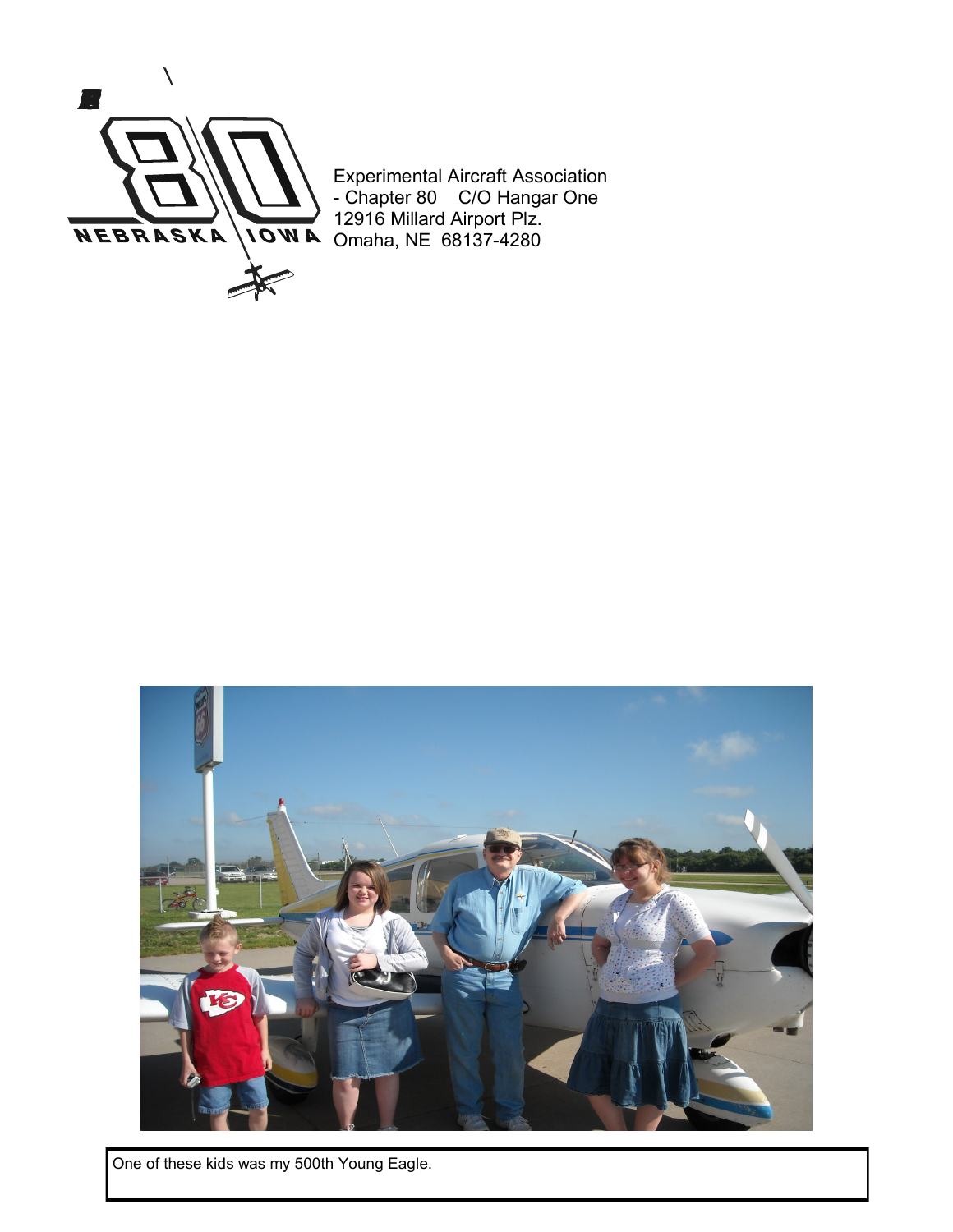Experimental Aircraft Association
- Chapter 80    C/O Hangar One
12916 Millard Airport Plz.
Omaha, NE  68137-4280

One of these kids was my 500th Young Eagle.